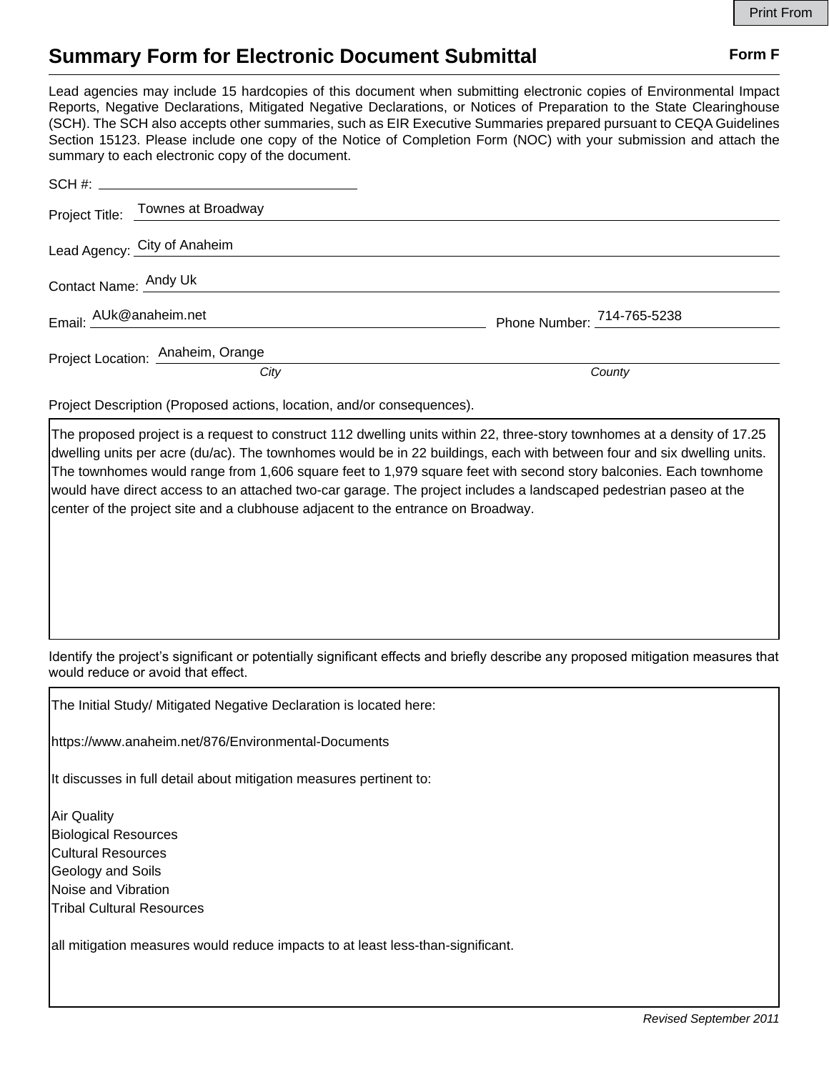Print From

# Summary Form for Electronic Document Submittal

**Form F**

Lead agencies may include 15 hardcopies of this document when submitting electronic copies of Environmental Impact Reports, Negative Declarations, Mitigated Negative Declarations, or Notices of Preparation to the State Clearinghouse (SCH). The SCH also accepts other summaries, such as EIR Executive Summaries prepared pursuant to CEQA Guidelines Section 15123. Please include one copy of the Notice of Completion Form (NOC) with your submission and attach the summary to each electronic copy of the document.

SCH #: 

Project Title: Townes at Broadway

Lead Agency: City of Anaheim

Contact Name: Andy Uk

Email: AUk@anaheim.net Phone Number: 714-765-5238

Project Location: Anaheim, Orange
*City* *County*

Project Description (Proposed actions, location, and/or consequences).

The proposed project is a request to construct 112 dwelling units within 22, three-story townhomes at a density of 17.25 dwelling units per acre (du/ac). The townhomes would be in 22 buildings, each with between four and six dwelling units. The townhomes would range from 1,606 square feet to 1,979 square feet with second story balconies. Each townhome would have direct access to an attached two-car garage. The project includes a landscaped pedestrian paseo at the center of the project site and a clubhouse adjacent to the entrance on Broadway.

Identify the project's significant or potentially significant effects and briefly describe any proposed mitigation measures that would reduce or avoid that effect.

The Initial Study/ Mitigated Negative Declaration is located here:

https://www.anaheim.net/876/Environmental-Documents

It discusses in full detail about mitigation measures pertinent to:

Air Quality
Biological Resources
Cultural Resources
Geology and Soils
Noise and Vibration
Tribal Cultural Resources

all mitigation measures would reduce impacts to at least less-than-significant.

*Revised September 2011*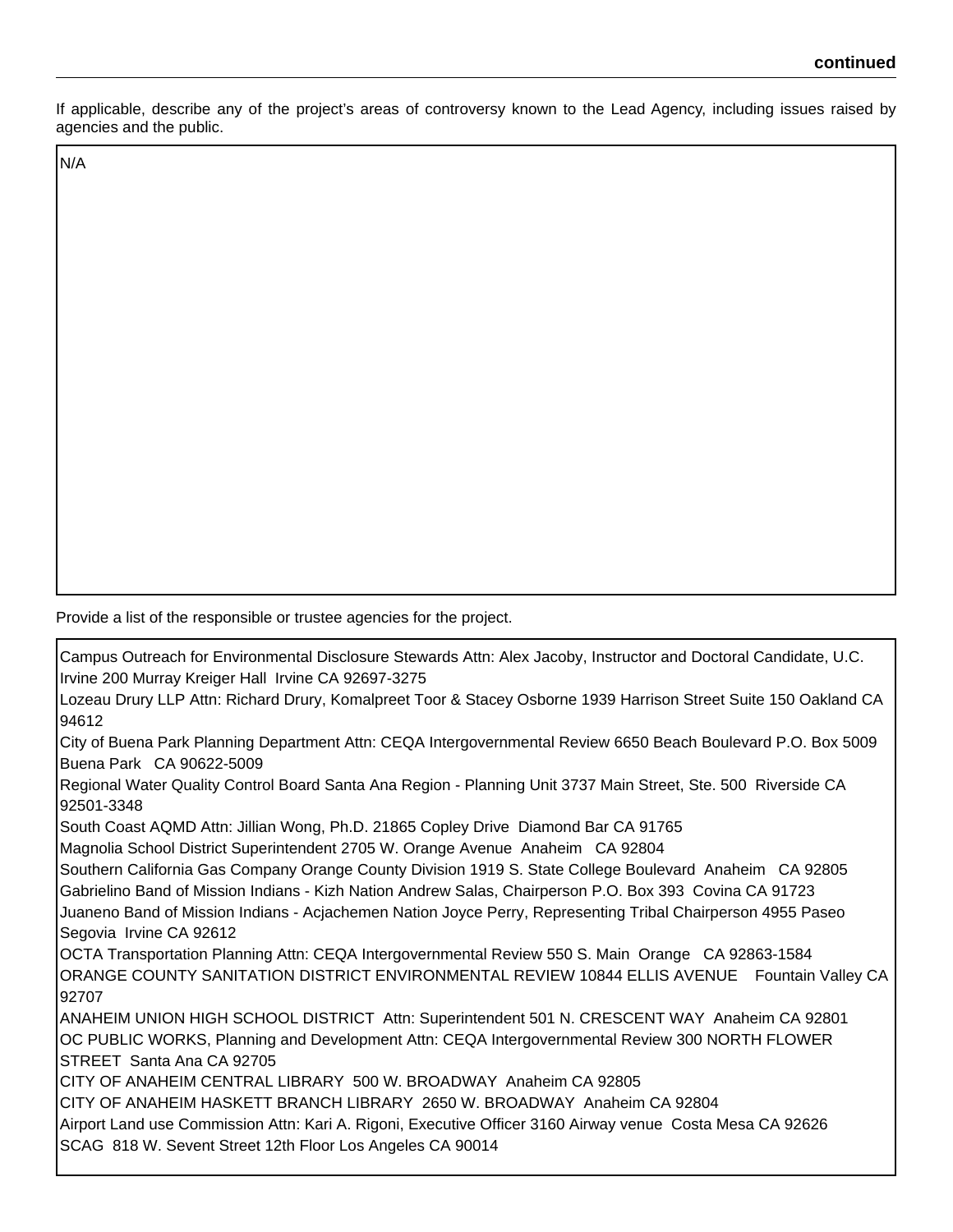**continued**

If applicable, describe any of the project's areas of controversy known to the Lead Agency, including issues raised by agencies and the public.

N/A

Provide a list of the responsible or trustee agencies for the project.

Campus Outreach for Environmental Disclosure Stewards Attn: Alex Jacoby, Instructor and Doctoral Candidate, U.C. Irvine 200 Murray Kreiger Hall Irvine CA 92697-3275
Lozeau Drury LLP Attn: Richard Drury, Komalpreet Toor & Stacey Osborne 1939 Harrison Street Suite 150 Oakland CA 94612
City of Buena Park Planning Department Attn: CEQA Intergovernmental Review 6650 Beach Boulevard P.O. Box 5009 Buena Park CA 90622-5009
Regional Water Quality Control Board Santa Ana Region - Planning Unit 3737 Main Street, Ste. 500 Riverside CA 92501-3348
South Coast AQMD Attn: Jillian Wong, Ph.D. 21865 Copley Drive Diamond Bar CA 91765
Magnolia School District Superintendent 2705 W. Orange Avenue Anaheim CA 92804
Southern California Gas Company Orange County Division 1919 S. State College Boulevard Anaheim CA 92805
Gabrielino Band of Mission Indians - Kizh Nation Andrew Salas, Chairperson P.O. Box 393 Covina CA 91723
Juaneno Band of Mission Indians - Acjachemen Nation Joyce Perry, Representing Tribal Chairperson 4955 Paseo Segovia Irvine CA 92612
OCTA Transportation Planning Attn: CEQA Intergovernmental Review 550 S. Main Orange CA 92863-1584
ORANGE COUNTY SANITATION DISTRICT ENVIRONMENTAL REVIEW 10844 ELLIS AVENUE Fountain Valley CA 92707
ANAHEIM UNION HIGH SCHOOL DISTRICT Attn: Superintendent 501 N. CRESCENT WAY Anaheim CA 92801
OC PUBLIC WORKS, Planning and Development Attn: CEQA Intergovernmental Review 300 NORTH FLOWER STREET Santa Ana CA 92705
CITY OF ANAHEIM CENTRAL LIBRARY 500 W. BROADWAY Anaheim CA 92805
CITY OF ANAHEIM HASKETT BRANCH LIBRARY 2650 W. BROADWAY Anaheim CA 92804
Airport Land use Commission Attn: Kari A. Rigoni, Executive Officer 3160 Airway venue Costa Mesa CA 92626
SCAG 818 W. Sevent Street 12th Floor Los Angeles CA 90014